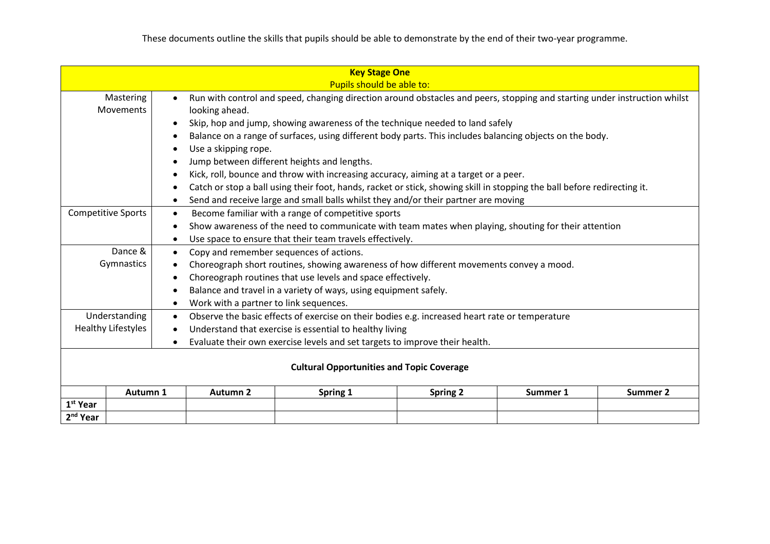These documents outline the skills that pupils should be able to demonstrate by the end of their two-year programme.

| **Key Stage One**<br>Pupils should be able to: | |
|---|---|
| Mastering Movements | • Run with control and speed, changing direction around obstacles and peers, stopping and starting under instruction whilst looking ahead.<br>• Skip, hop and jump, showing awareness of the technique needed to land safely<br>• Balance on a range of surfaces, using different body parts. This includes balancing objects on the body.<br>• Use a skipping rope.<br>• Jump between different heights and lengths.<br>• Kick, roll, bounce and throw with increasing accuracy, aiming at a target or a peer.<br>• Catch or stop a ball using their foot, hands, racket or stick, showing skill in stopping the ball before redirecting it.<br>• Send and receive large and small balls whilst they and/or their partner are moving |
| Competitive Sports | • Become familiar with a range of competitive sports<br>• Show awareness of the need to communicate with team mates when playing, shouting for their attention<br>• Use space to ensure that their team travels effectively. |
| Dance & Gymnastics | • Copy and remember sequences of actions.<br>• Choreograph short routines, showing awareness of how different movements convey a mood.<br>• Choreograph routines that use levels and space effectively.<br>• Balance and travel in a variety of ways, using equipment safely.<br>• Work with a partner to link sequences. |
| Understanding Healthy Lifestyles | • Observe the basic effects of exercise on their bodies e.g. increased heart rate or temperature<br>• Understand that exercise is essential to healthy living<br>• Evaluate their own exercise levels and set targets to improve their health. |

**Cultural Opportunities and Topic Coverage**

| | **Autumn 1** | **Autumn 2** | **Spring 1** | **Spring 2** | **Summer 1** | **Summer 2** |
|---|---|---|---|---|---|---|
| **1st Year** | | | | | | |
| **2nd Year** | | | | | | |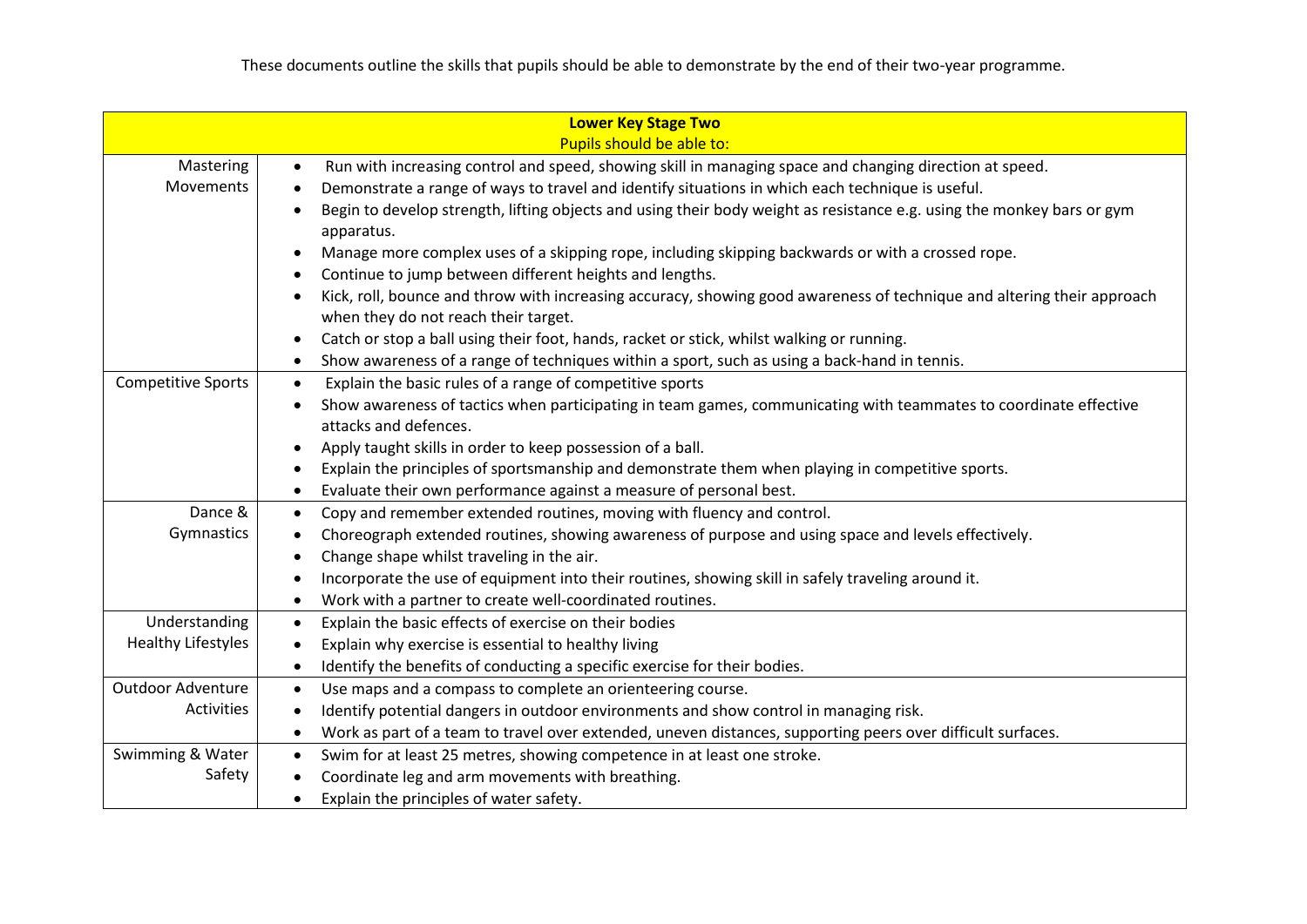These documents outline the skills that pupils should be able to demonstrate by the end of their two-year programme.

| **Lower Key Stage Two**<br>Pupils should be able to: | |
|---|---|
| Mastering Movements | • Run with increasing control and speed, showing skill in managing space and changing direction at speed.<br>• Demonstrate a range of ways to travel and identify situations in which each technique is useful.<br>• Begin to develop strength, lifting objects and using their body weight as resistance e.g. using the monkey bars or gym apparatus.<br>• Manage more complex uses of a skipping rope, including skipping backwards or with a crossed rope.<br>• Continue to jump between different heights and lengths.<br>• Kick, roll, bounce and throw with increasing accuracy, showing good awareness of technique and altering their approach when they do not reach their target.<br>• Catch or stop a ball using their foot, hands, racket or stick, whilst walking or running.<br>• Show awareness of a range of techniques within a sport, such as using a back-hand in tennis. |
| Competitive Sports | • Explain the basic rules of a range of competitive sports<br>• Show awareness of tactics when participating in team games, communicating with teammates to coordinate effective attacks and defences.<br>• Apply taught skills in order to keep possession of a ball.<br>• Explain the principles of sportsmanship and demonstrate them when playing in competitive sports.<br>• Evaluate their own performance against a measure of personal best. |
| Dance & Gymnastics | • Copy and remember extended routines, moving with fluency and control.<br>• Choreograph extended routines, showing awareness of purpose and using space and levels effectively.<br>• Change shape whilst traveling in the air.<br>• Incorporate the use of equipment into their routines, showing skill in safely traveling around it.<br>• Work with a partner to create well-coordinated routines. |
| Understanding Healthy Lifestyles | • Explain the basic effects of exercise on their bodies<br>• Explain why exercise is essential to healthy living<br>• Identify the benefits of conducting a specific exercise for their bodies. |
| Outdoor Adventure Activities | • Use maps and a compass to complete an orienteering course.<br>• Identify potential dangers in outdoor environments and show control in managing risk.<br>• Work as part of a team to travel over extended, uneven distances, supporting peers over difficult surfaces. |
| Swimming & Water Safety | • Swim for at least 25 metres, showing competence in at least one stroke.<br>• Coordinate leg and arm movements with breathing.<br>• Explain the principles of water safety. |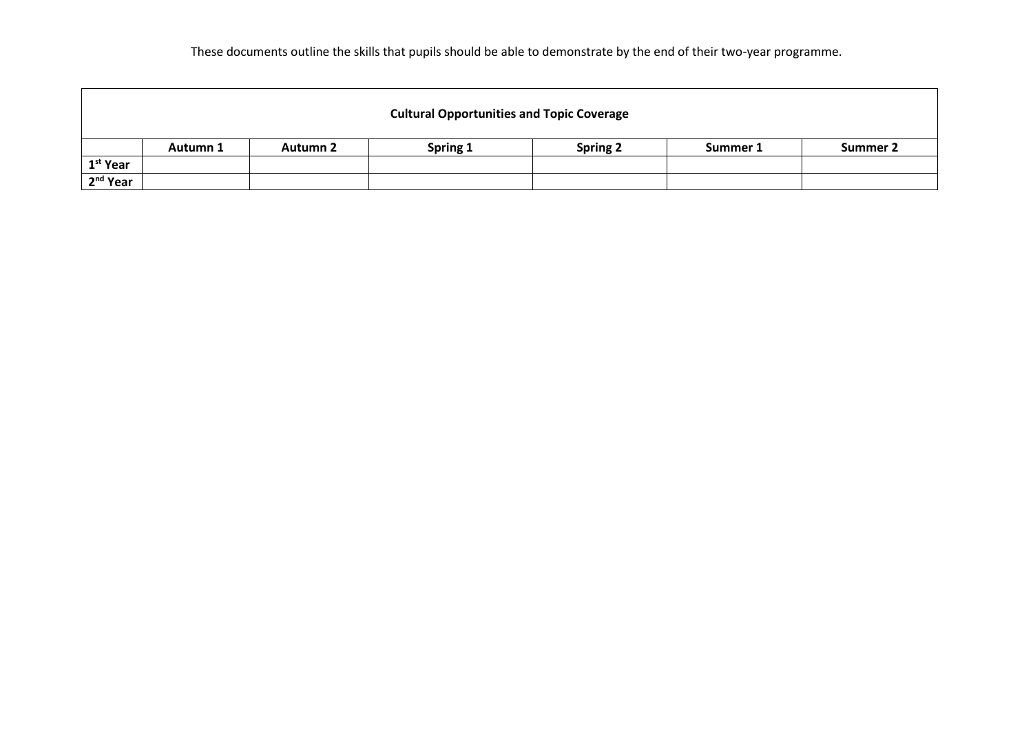These documents outline the skills that pupils should be able to demonstrate by the end of their two-year programme.

| Cultural Opportunities and Topic Coverage | | | | | | |
|---|---|---|---|---|---|---|
| | **Autumn 1** | **Autumn 2** | **Spring 1** | **Spring 2** | **Summer 1** | **Summer 2** |
| **1st Year** | | | | | | |
| **2nd Year** | | | | | | |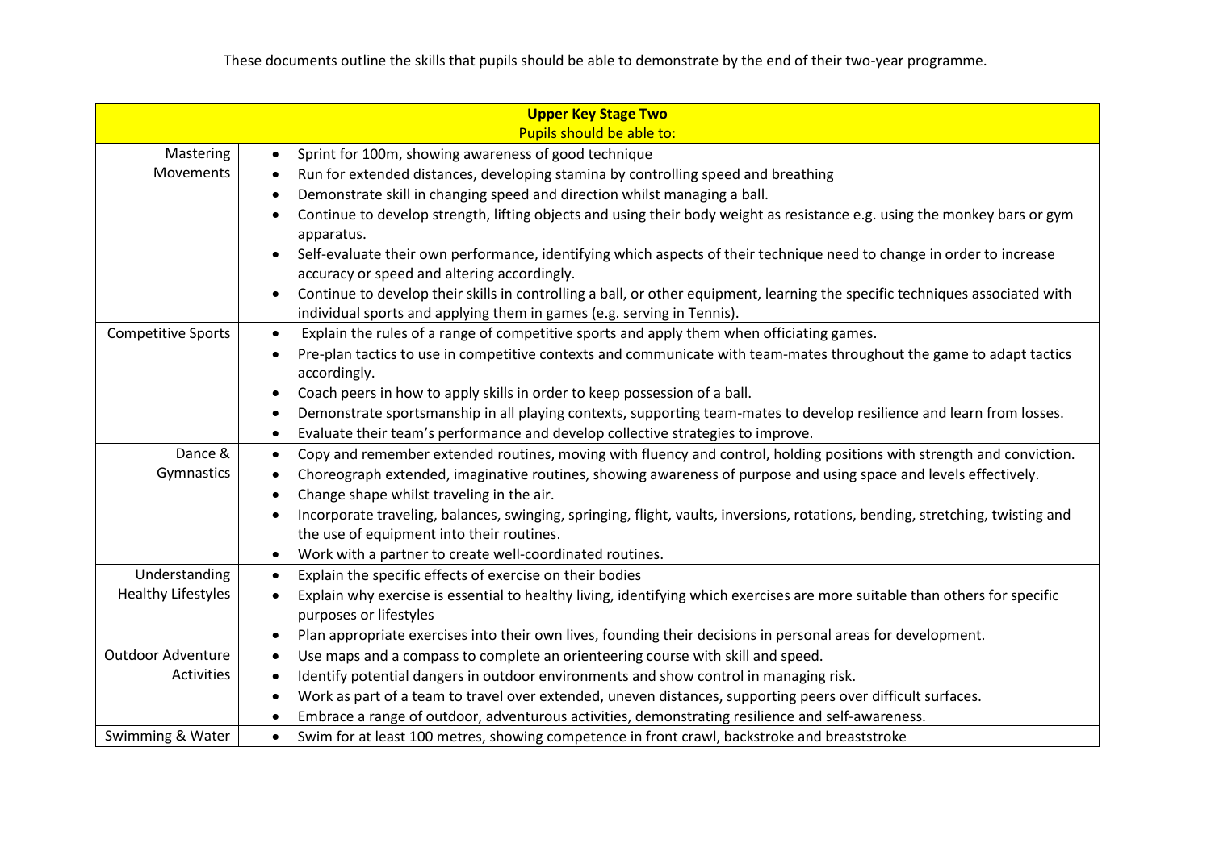These documents outline the skills that pupils should be able to demonstrate by the end of their two-year programme.

| **Upper Key Stage Two**<br>Pupils should be able to: | |
|---|---|
| Mastering Movements | • Sprint for 100m, showing awareness of good technique<br>• Run for extended distances, developing stamina by controlling speed and breathing<br>• Demonstrate skill in changing speed and direction whilst managing a ball.<br>• Continue to develop strength, lifting objects and using their body weight as resistance e.g. using the monkey bars or gym apparatus.<br>• Self-evaluate their own performance, identifying which aspects of their technique need to change in order to increase accuracy or speed and altering accordingly.<br>• Continue to develop their skills in controlling a ball, or other equipment, learning the specific techniques associated with individual sports and applying them in games (e.g. serving in Tennis). |
| Competitive Sports | • Explain the rules of a range of competitive sports and apply them when officiating games.<br>• Pre-plan tactics to use in competitive contexts and communicate with team-mates throughout the game to adapt tactics accordingly.<br>• Coach peers in how to apply skills in order to keep possession of a ball.<br>• Demonstrate sportsmanship in all playing contexts, supporting team-mates to develop resilience and learn from losses.<br>• Evaluate their team's performance and develop collective strategies to improve. |
| Dance & Gymnastics | • Copy and remember extended routines, moving with fluency and control, holding positions with strength and conviction.<br>• Choreograph extended, imaginative routines, showing awareness of purpose and using space and levels effectively.<br>• Change shape whilst traveling in the air.<br>• Incorporate traveling, balances, swinging, springing, flight, vaults, inversions, rotations, bending, stretching, twisting and the use of equipment into their routines.<br>• Work with a partner to create well-coordinated routines. |
| Understanding Healthy Lifestyles | • Explain the specific effects of exercise on their bodies<br>• Explain why exercise is essential to healthy living, identifying which exercises are more suitable than others for specific purposes or lifestyles<br>• Plan appropriate exercises into their own lives, founding their decisions in personal areas for development. |
| Outdoor Adventure Activities | • Use maps and a compass to complete an orienteering course with skill and speed.<br>• Identify potential dangers in outdoor environments and show control in managing risk.<br>• Work as part of a team to travel over extended, uneven distances, supporting peers over difficult surfaces.<br>• Embrace a range of outdoor, adventurous activities, demonstrating resilience and self-awareness. |
| Swimming & Water | • Swim for at least 100 metres, showing competence in front crawl, backstroke and breaststroke |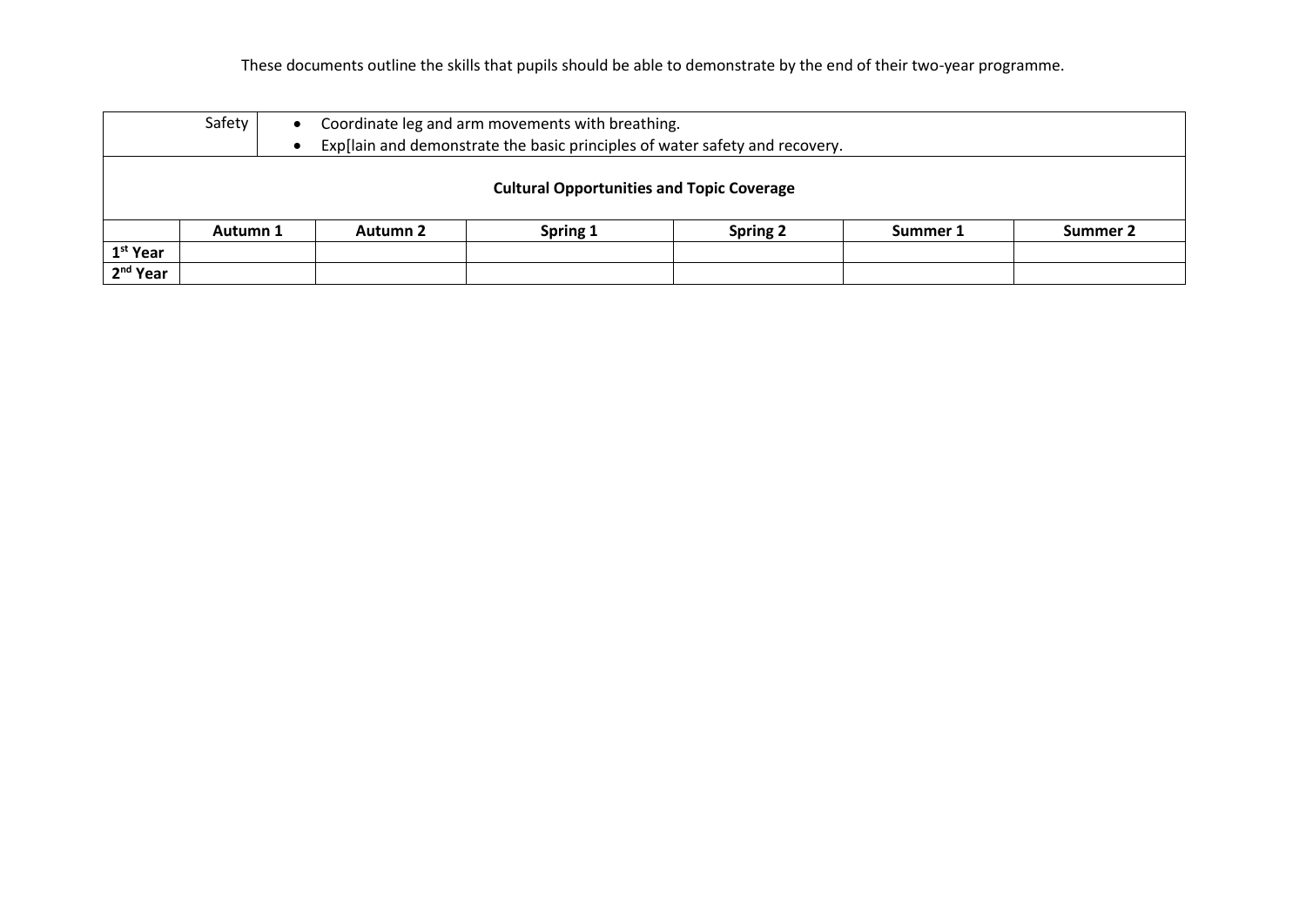These documents outline the skills that pupils should be able to demonstrate by the end of their two-year programme.

| | |
|---|---|
| Safety | • Coordinate leg and arm movements with breathing.<br>• Exp[lain and demonstrate the basic principles of water safety and recovery. |

**Cultural Opportunities and Topic Coverage**

| | Autumn 1 | Autumn 2 | Spring 1 | Spring 2 | Summer 1 | Summer 2 |
|---|---|---|---|---|---|---|
| 1st Year | | | | | | |
| 2nd Year | | | | | | |